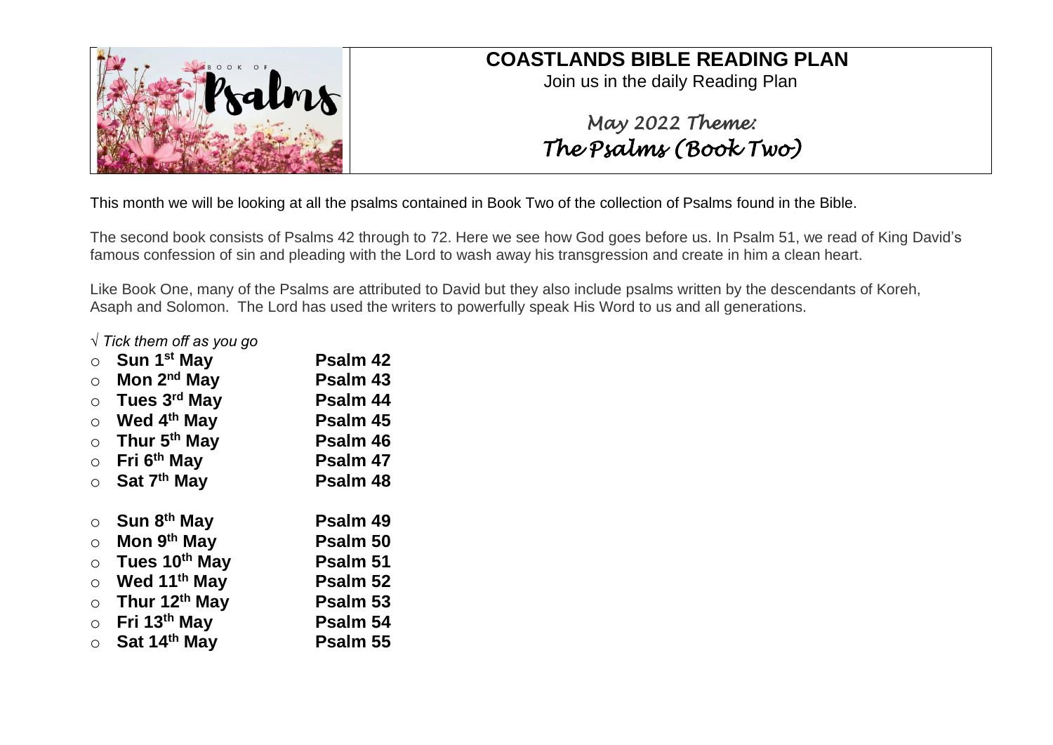# COASTLANDS BIBLE READING PLAN

Join us in the daily Reading Plan

## *May 2022 Theme:*
## *The Psalms (Book Two)*

This month we will be looking at all the psalms contained in Book Two of the collection of Psalms found in the Bible.

The second book consists of Psalms 42 through to 72. Here we see how God goes before us. In Psalm 51, we read of King David's famous confession of sin and pleading with the Lord to wash away his transgression and create in him a clean heart.

Like Book One, many of the Psalms are attributed to David but they also include psalms written by the descendants of Koreh, Asaph and Solomon. The Lord has used the writers to powerfully speak His Word to us and all generations.

*√ Tick them off as you go*

- **Sun 1st May** **Psalm 42**
- **Mon 2nd May** **Psalm 43**
- **Tues 3rd May** **Psalm 44**
- **Wed 4th May** **Psalm 45**
- **Thur 5th May** **Psalm 46**
- **Fri 6th May** **Psalm 47**
- **Sat 7th May** **Psalm 48**

- **Sun 8th May** **Psalm 49**
- **Mon 9th May** **Psalm 50**
- **Tues 10th May** **Psalm 51**
- **Wed 11th May** **Psalm 52**
- **Thur 12th May** **Psalm 53**
- **Fri 13th May** **Psalm 54**
- **Sat 14th May** **Psalm 55**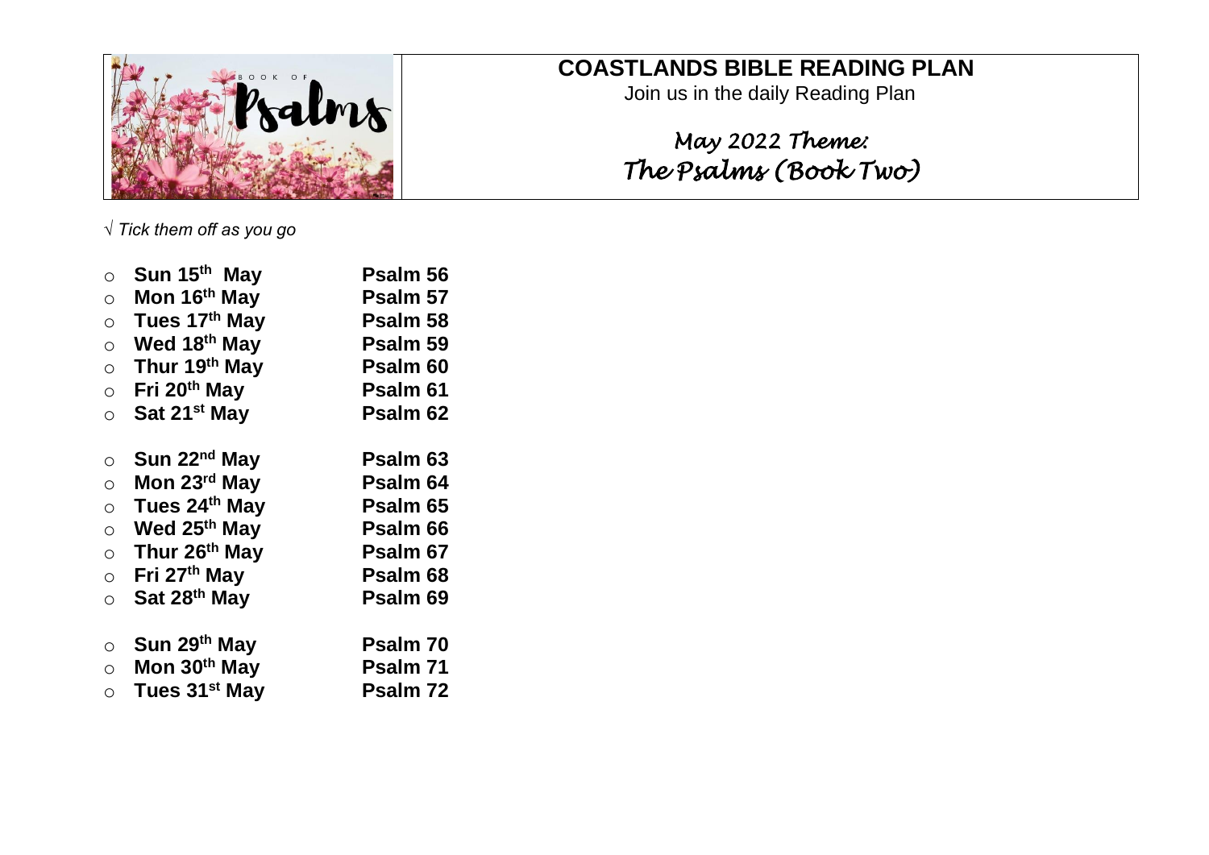# COASTLANDS BIBLE READING PLAN

Join us in the daily Reading Plan

*May 2022 Theme:*
*The Psalms (Book Two)*

√ *Tick them off as you go*

- **Sun 15th May** — **Psalm 56**
- **Mon 16th May** — **Psalm 57**
- **Tues 17th May** — **Psalm 58**
- **Wed 18th May** — **Psalm 59**
- **Thur 19th May** — **Psalm 60**
- **Fri 20th May** — **Psalm 61**
- **Sat 21st May** — **Psalm 62**

- **Sun 22nd May** — **Psalm 63**
- **Mon 23rd May** — **Psalm 64**
- **Tues 24th May** — **Psalm 65**
- **Wed 25th May** — **Psalm 66**
- **Thur 26th May** — **Psalm 67**
- **Fri 27th May** — **Psalm 68**
- **Sat 28th May** — **Psalm 69**

- **Sun 29th May** — **Psalm 70**
- **Mon 30th May** — **Psalm 71**
- **Tues 31st May** — **Psalm 72**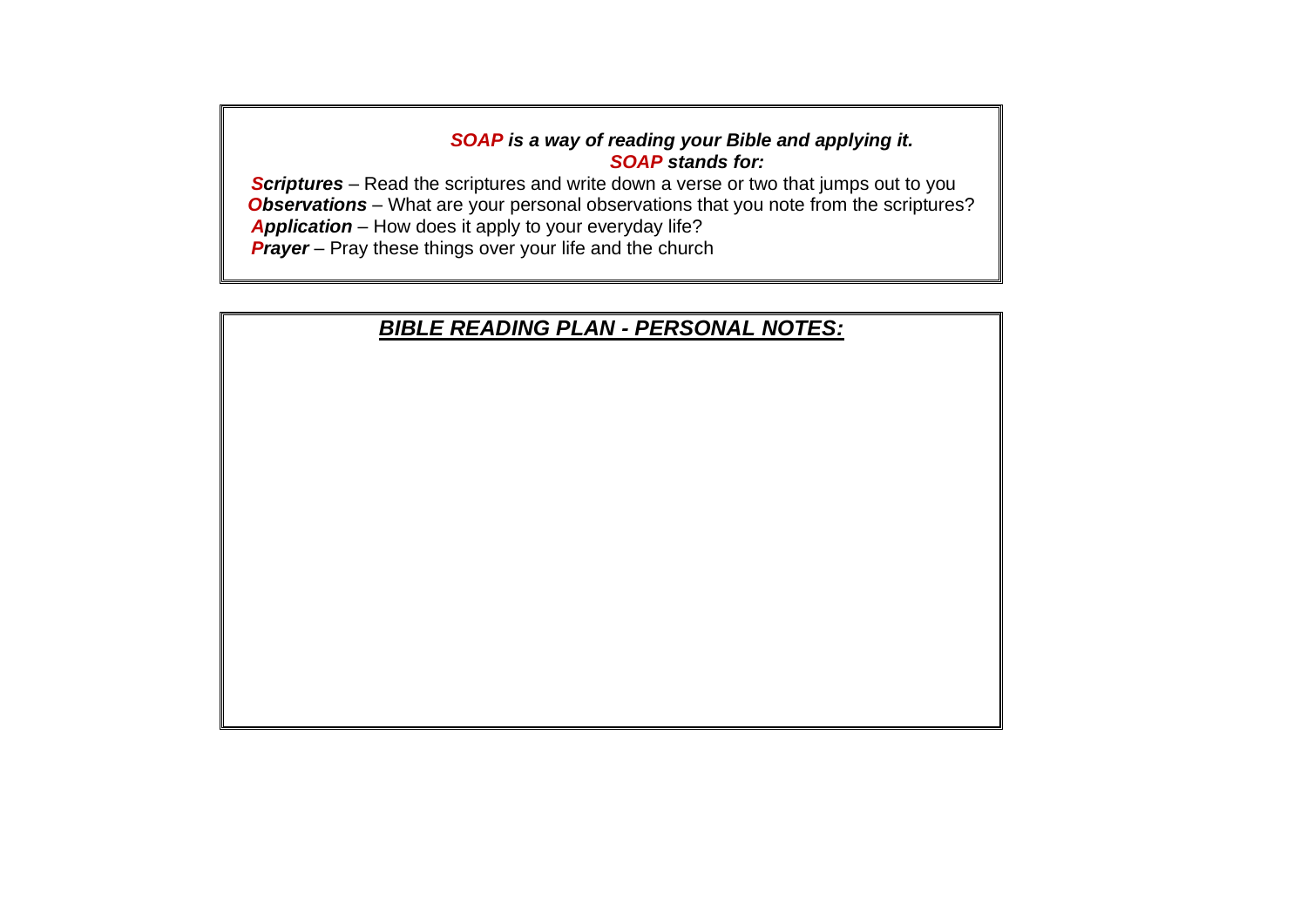***SOAP is a way of reading your Bible and applying it.***
***SOAP stands for:***

***Scriptures*** – Read the scriptures and write down a verse or two that jumps out to you
***Observations*** – What are your personal observations that you note from the scriptures?
***Application*** – How does it apply to your everyday life?
***Prayer*** – Pray these things over your life and the church

## ***BIBLE READING PLAN - PERSONAL NOTES:***